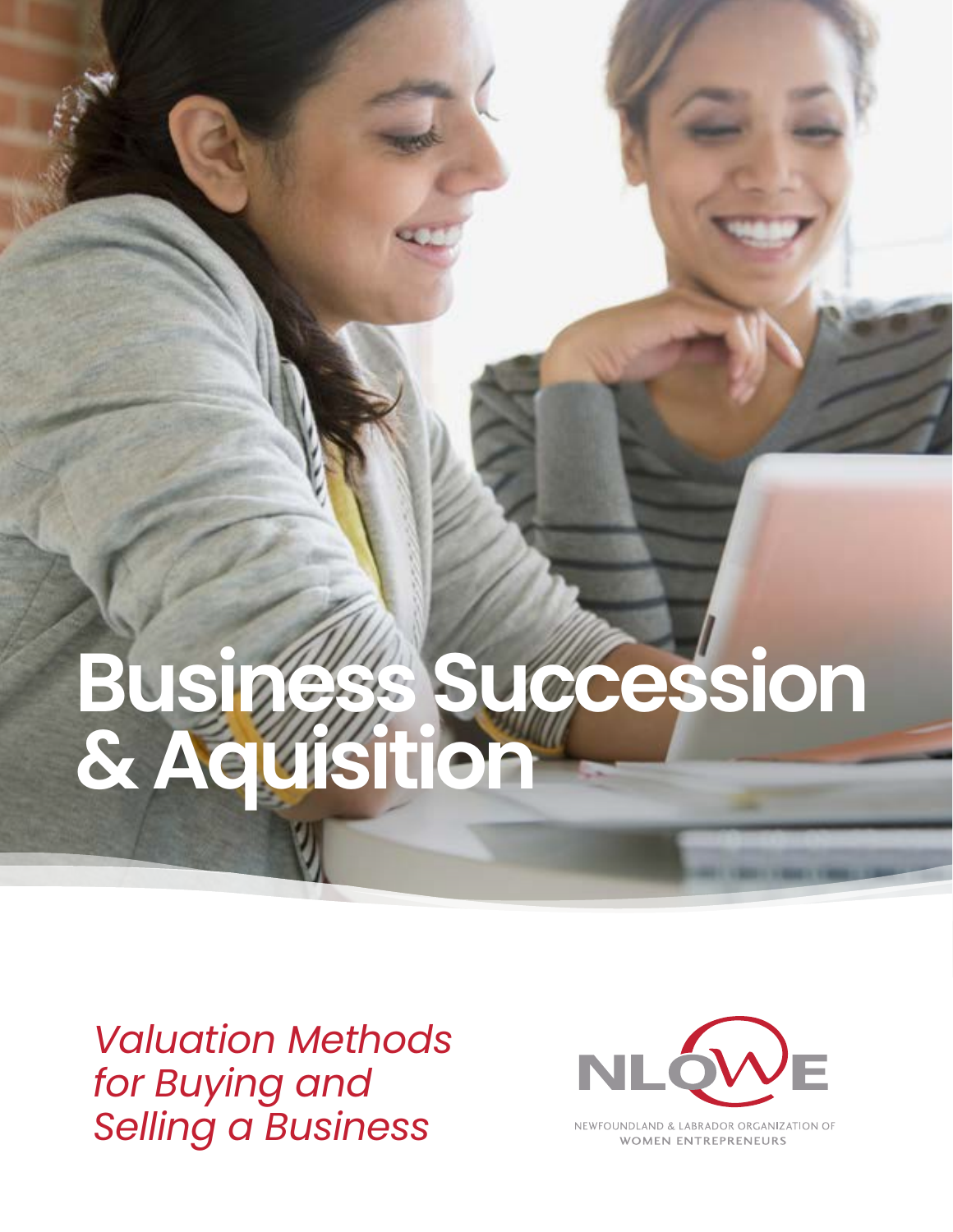# Business Succession & Aquisition

*Valuation Methods for Buying and Selling a Business*

NLOWE

NEWFOUNDLAND & LABRADOR ORGANIZATION OF WOMEN ENTREPRENEURS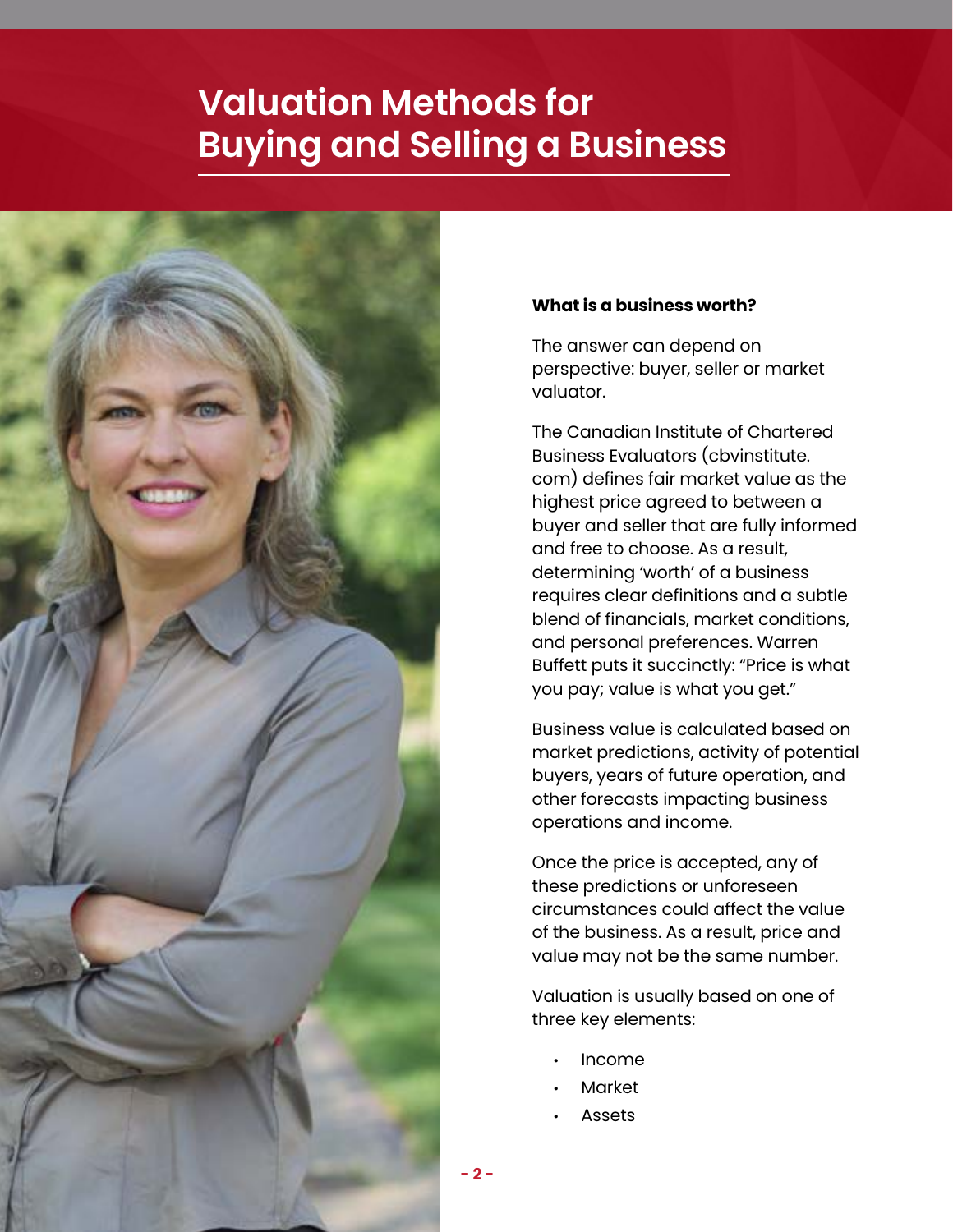# Valuation Methods for Buying and Selling a Business

**What is a business worth?**

The answer can depend on perspective: buyer, seller or market valuator.

The Canadian Institute of Chartered Business Evaluators (cbvinstitute.com) defines fair market value as the highest price agreed to between a buyer and seller that are fully informed and free to choose. As a result, determining 'worth' of a business requires clear definitions and a subtle blend of financials, market conditions, and personal preferences. Warren Buffett puts it succinctly: "Price is what you pay; value is what you get."

Business value is calculated based on market predictions, activity of potential buyers, years of future operation, and other forecasts impacting business operations and income.

Once the price is accepted, any of these predictions or unforeseen circumstances could affect the value of the business. As a result, price and value may not be the same number.

Valuation is usually based on one of three key elements:

- Income
- Market
- Assets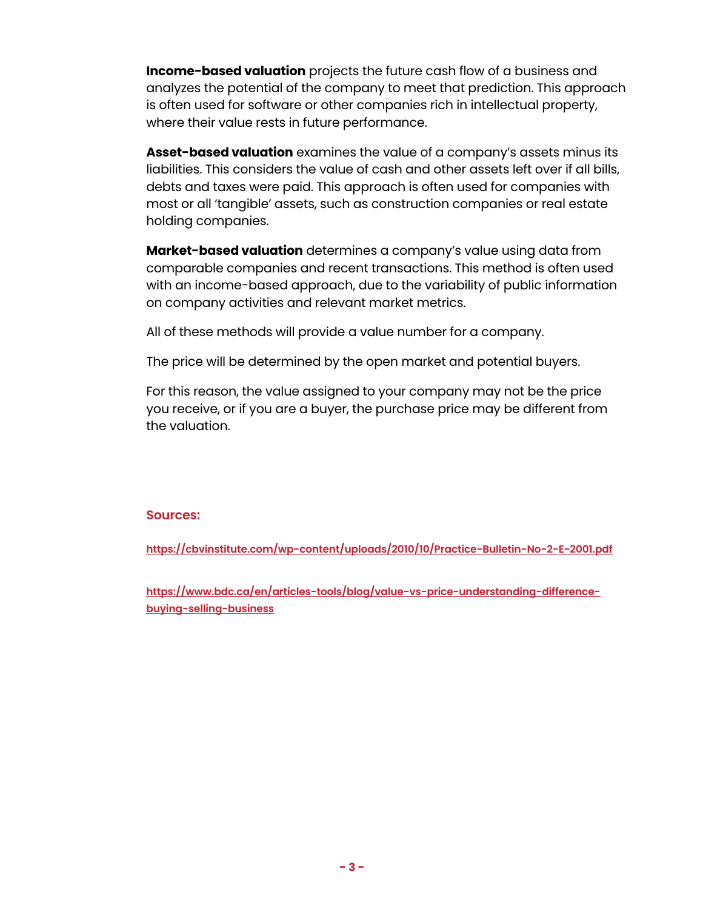**Income-based valuation** projects the future cash flow of a business and analyzes the potential of the company to meet that prediction. This approach is often used for software or other companies rich in intellectual property, where their value rests in future performance.

**Asset-based valuation** examines the value of a company's assets minus its liabilities. This considers the value of cash and other assets left over if all bills, debts and taxes were paid. This approach is often used for companies with most or all 'tangible' assets, such as construction companies or real estate holding companies.

**Market-based valuation** determines a company's value using data from comparable companies and recent transactions. This method is often used with an income-based approach, due to the variability of public information on company activities and relevant market metrics.

All of these methods will provide a value number for a company.

The price will be determined by the open market and potential buyers.

For this reason, the value assigned to your company may not be the price you receive, or if you are a buyer, the purchase price may be different from the valuation.

**Sources:**

https://cbvinstitute.com/wp-content/uploads/2010/10/Practice-Bulletin-No-2-E-2001.pdf

https://www.bdc.ca/en/articles-tools/blog/value-vs-price-understanding-difference-buying-selling-business